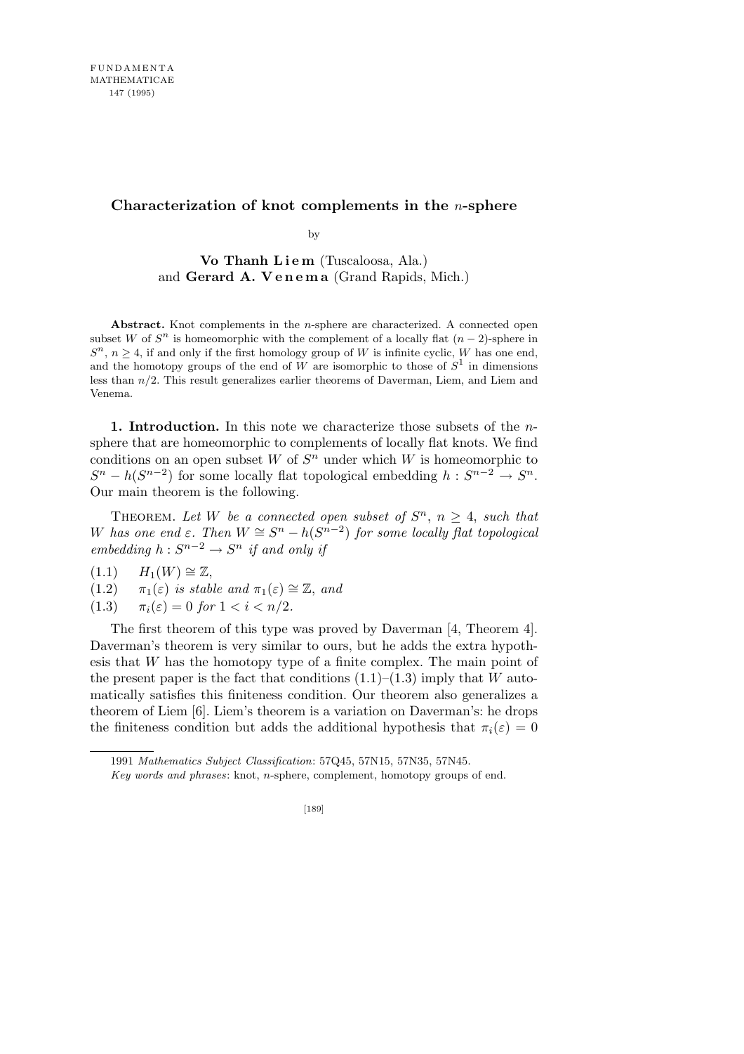# Characterization of knot complements in the $n$-sphere

by

**Vo Thanh Liem** (Tuscaloosa, Ala.)
and **Gerard A. Venema** (Grand Rapids, Mich.)

**Abstract.** Knot complements in the $n$-sphere are characterized. A connected open subset $W$ of $S^n$ is homeomorphic with the complement of a locally flat $(n-2)$-sphere in $S^n$, $n \geq 4$, if and only if the first homology group of $W$ is infinite cyclic, $W$ has one end, and the homotopy groups of the end of $W$ are isomorphic to those of $S^1$ in dimensions less than $n/2$. This result generalizes earlier theorems of Daverman, Liem, and Liem and Venema.

**1. Introduction.** In this note we characterize those subsets of the $n$-sphere that are homeomorphic to complements of locally flat knots. We find conditions on an open subset $W$ of $S^n$ under which $W$ is homeomorphic to $S^n - h(S^{n-2})$ for some locally flat topological embedding $h : S^{n-2} \to S^n$. Our main theorem is the following.

Theorem. *Let $W$ be a connected open subset of $S^n$, $n \geq 4$, such that $W$ has one end $\varepsilon$. Then $W \cong S^n - h(S^{n-2})$ for some locally flat topological embedding $h : S^{n-2} \to S^n$ if and only if*

(1.1) $H_1(W) \cong \mathbb{Z}$,

(1.2) $\pi_1(\varepsilon)$ *is stable and* $\pi_1(\varepsilon) \cong \mathbb{Z}$, *and*

(1.3) $\pi_i(\varepsilon) = 0$ *for* $1 < i < n/2$.

The first theorem of this type was proved by Daverman [4, Theorem 4]. Daverman's theorem is very similar to ours, but he adds the extra hypothesis that $W$ has the homotopy type of a finite complex. The main point of the present paper is the fact that conditions (1.1)–(1.3) imply that $W$ automatically satisfies this finiteness condition. Our theorem also generalizes a theorem of Liem [6]. Liem's theorem is a variation on Daverman's: he drops the finiteness condition but adds the additional hypothesis that $\pi_i(\varepsilon) = 0$

---

1991 *Mathematics Subject Classification*: 57Q45, 57N15, 57N35, 57N45.

*Key words and phrases*: knot, $n$-sphere, complement, homotopy groups of end.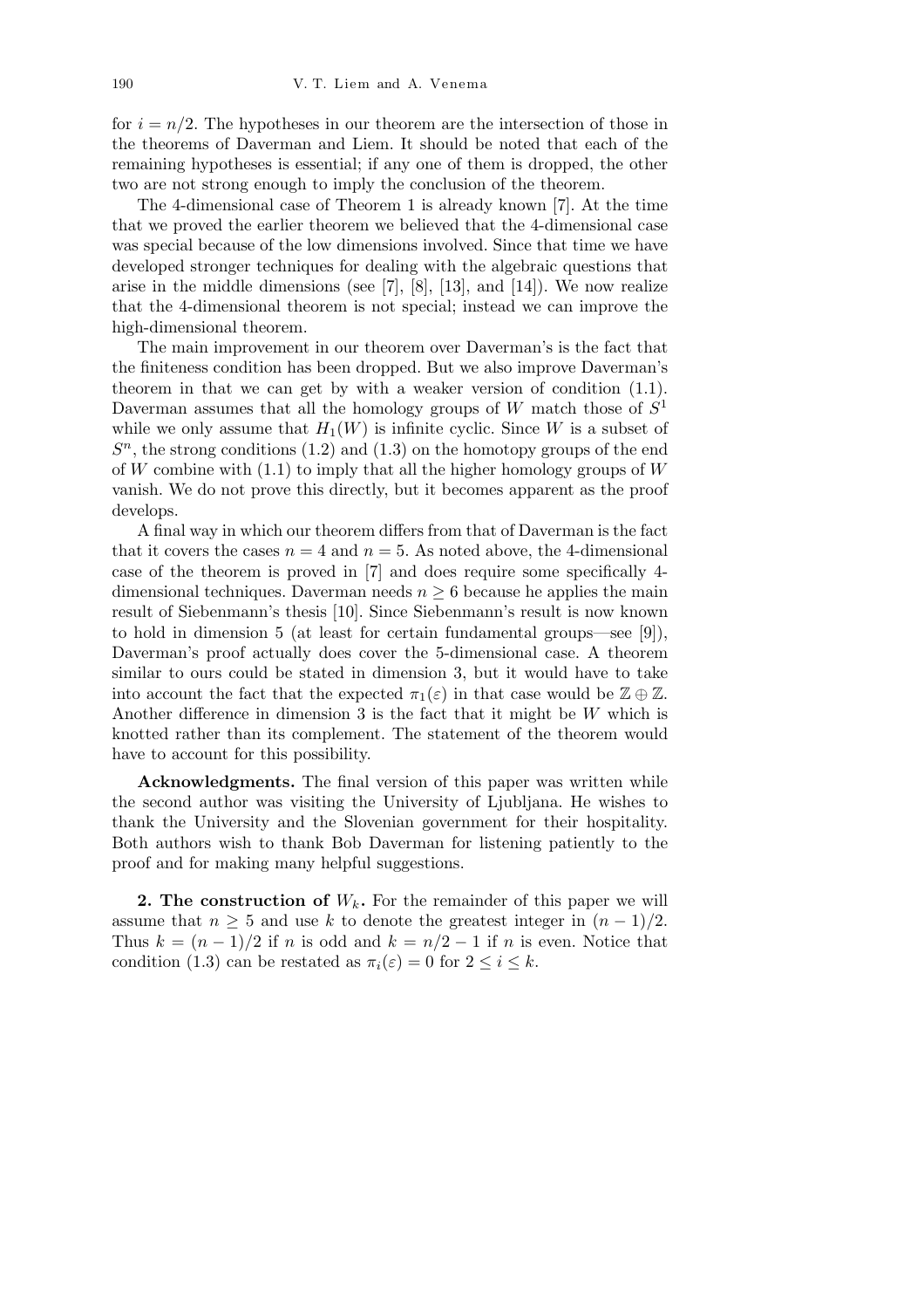for $i = n/2$. The hypotheses in our theorem are the intersection of those in the theorems of Daverman and Liem. It should be noted that each of the remaining hypotheses is essential; if any one of them is dropped, the other two are not strong enough to imply the conclusion of the theorem.

The 4-dimensional case of Theorem 1 is already known [7]. At the time that we proved the earlier theorem we believed that the 4-dimensional case was special because of the low dimensions involved. Since that time we have developed stronger techniques for dealing with the algebraic questions that arise in the middle dimensions (see [7], [8], [13], and [14]). We now realize that the 4-dimensional theorem is not special; instead we can improve the high-dimensional theorem.

The main improvement in our theorem over Daverman's is the fact that the finiteness condition has been dropped. But we also improve Daverman's theorem in that we can get by with a weaker version of condition (1.1). Daverman assumes that all the homology groups of $W$ match those of $S^1$ while we only assume that $H_1(W)$ is infinite cyclic. Since $W$ is a subset of $S^n$, the strong conditions (1.2) and (1.3) on the homotopy groups of the end of $W$ combine with (1.1) to imply that all the higher homology groups of $W$ vanish. We do not prove this directly, but it becomes apparent as the proof develops.

A final way in which our theorem differs from that of Daverman is the fact that it covers the cases $n = 4$ and $n = 5$. As noted above, the 4-dimensional case of the theorem is proved in [7] and does require some specifically 4-dimensional techniques. Daverman needs $n \geq 6$ because he applies the main result of Siebenmann's thesis [10]. Since Siebenmann's result is now known to hold in dimension 5 (at least for certain fundamental groups—see [9]), Daverman's proof actually does cover the 5-dimensional case. A theorem similar to ours could be stated in dimension 3, but it would have to take into account the fact that the expected $\pi_1(\varepsilon)$ in that case would be $\mathbb{Z} \oplus \mathbb{Z}$. Another difference in dimension 3 is the fact that it might be $W$ which is knotted rather than its complement. The statement of the theorem would have to account for this possibility.

**Acknowledgments.** The final version of this paper was written while the second author was visiting the University of Ljubljana. He wishes to thank the University and the Slovenian government for their hospitality. Both authors wish to thank Bob Daverman for listening patiently to the proof and for making many helpful suggestions.

## 2. The construction of $W_k$.

For the remainder of this paper we will assume that $n \geq 5$ and use $k$ to denote the greatest integer in $(n-1)/2$. Thus $k = (n-1)/2$ if $n$ is odd and $k = n/2 - 1$ if $n$ is even. Notice that condition (1.3) can be restated as $\pi_i(\varepsilon) = 0$ for $2 \leq i \leq k$.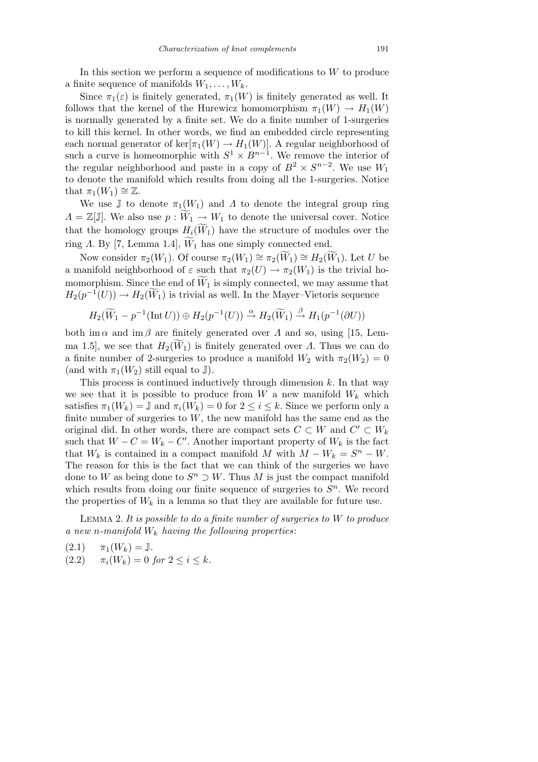In this section we perform a sequence of modifications to $W$ to produce a finite sequence of manifolds $W_1, \ldots, W_k$.

Since $\pi_1(\varepsilon)$ is finitely generated, $\pi_1(W)$ is finitely generated as well. It follows that the kernel of the Hurewicz homomorphism $\pi_1(W) \to H_1(W)$ is normally generated by a finite set. We do a finite number of 1-surgeries to kill this kernel. In other words, we find an embedded circle representing each normal generator of $\ker[\pi_1(W) \to H_1(W)]$. A regular neighborhood of such a curve is homeomorphic with $S^1 \times B^{n-1}$. We remove the interior of the regular neighborhood and paste in a copy of $B^2 \times S^{n-2}$. We use $W_1$ to denote the manifold which results from doing all the 1-surgeries. Notice that $\pi_1(W_1) \cong \mathbb{Z}$.

We use $\mathbb{J}$ to denote $\pi_1(W_1)$ and $\Lambda$ to denote the integral group ring $\Lambda = \mathbb{Z}[\mathbb{J}]$. We also use $p : \widetilde{W}_1 \to W_1$ to denote the universal cover. Notice that the homology groups $H_i(\widetilde{W}_1)$ have the structure of modules over the ring $\Lambda$. By [7, Lemma 1.4], $\widetilde{W}_1$ has one simply connected end.

Now consider $\pi_2(W_1)$. Of course $\pi_2(W_1) \cong \pi_2(\widetilde{W}_1) \cong H_2(\widetilde{W}_1)$. Let $U$ be a manifold neighborhood of $\varepsilon$ such that $\pi_2(U) \to \pi_2(W_1)$ is the trivial homomorphism. Since the end of $\widetilde{W}_1$ is simply connected, we may assume that $H_2(p^{-1}(U)) \to H_2(\widetilde{W}_1)$ is trivial as well. In the Mayer–Vietoris sequence

$$H_2(\widetilde{W}_1 - p^{-1}(\operatorname{Int} U)) \oplus H_2(p^{-1}(U)) \xrightarrow{\alpha} H_2(\widetilde{W}_1) \xrightarrow{\beta} H_1(p^{-1}(\partial U))$$

both $\operatorname{im} \alpha$ and $\operatorname{im} \beta$ are finitely generated over $\Lambda$ and so, using [15, Lemma 1.5], we see that $H_2(\widetilde{W}_1)$ is finitely generated over $\Lambda$. Thus we can do a finite number of 2-surgeries to produce a manifold $W_2$ with $\pi_2(W_2) = 0$ (and with $\pi_1(W_2)$ still equal to $\mathbb{J}$).

This process is continued inductively through dimension $k$. In that way we see that it is possible to produce from $W$ a new manifold $W_k$ which satisfies $\pi_1(W_k) = \mathbb{J}$ and $\pi_i(W_k) = 0$ for $2 \le i \le k$. Since we perform only a finite number of surgeries to $W$, the new manifold has the same end as the original did. In other words, there are compact sets $C \subset W$ and $C' \subset W_k$ such that $W - C = W_k - C'$. Another important property of $W_k$ is the fact that $W_k$ is contained in a compact manifold $M$ with $M - W_k = S^n - W$. The reason for this is the fact that we can think of the surgeries we have done to $W$ as being done to $S^n \supset W$. Thus $M$ is just the compact manifold which results from doing our finite sequence of surgeries to $S^n$. We record the properties of $W_k$ in a lemma so that they are available for future use.

Lemma 2. *It is possible to do a finite number of surgeries to $W$ to produce a new $n$-manifold $W_k$ having the following properties*:

(2.1) $\pi_1(W_k) = \mathbb{J}$.

(2.2) $\pi_i(W_k) = 0$ *for* $2 \le i \le k$.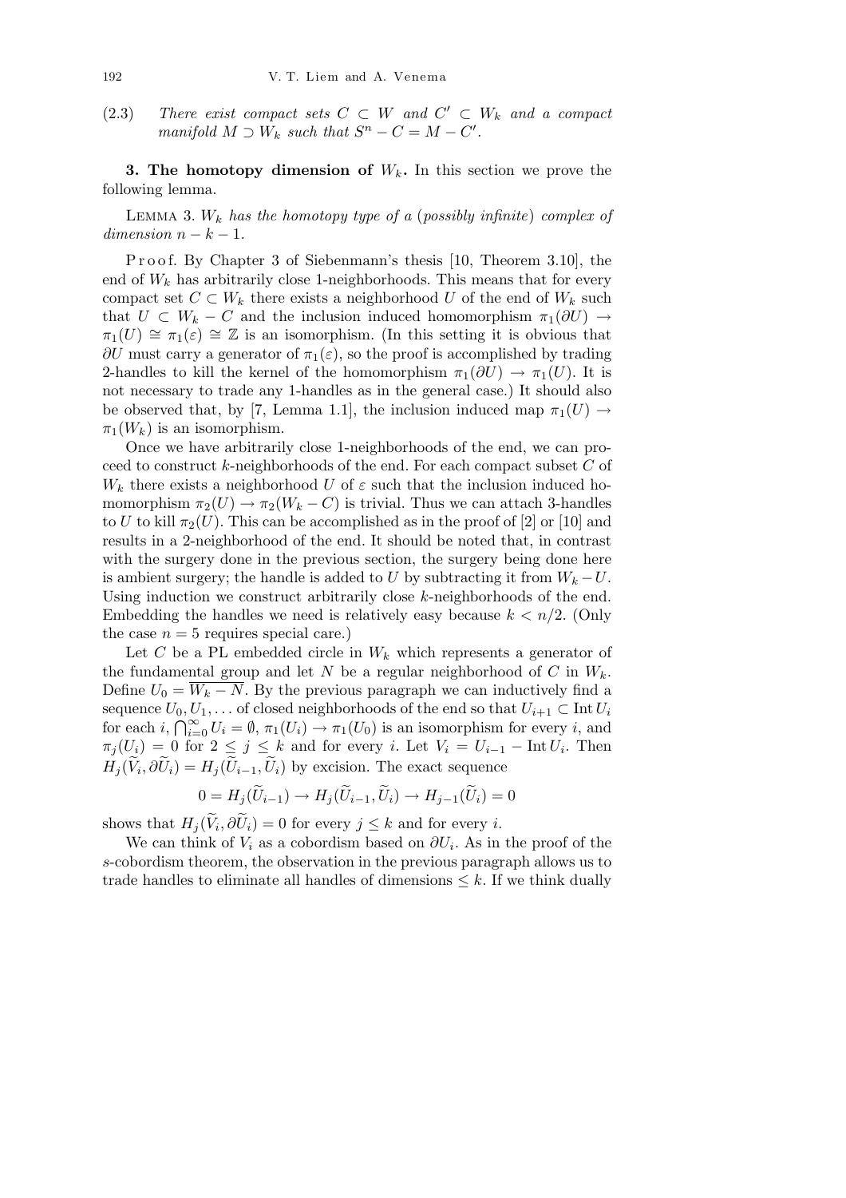(2.3) *There exist compact sets $C \subset W$ and $C' \subset W_k$ and a compact manifold $M \supset W_k$ such that $S^n - C = M - C'$.*

**3. The homotopy dimension of $W_k$.** In this section we prove the following lemma.

Lemma 3. *$W_k$ has the homotopy type of a (possibly infinite) complex of dimension $n-k-1$.*

Proof. By Chapter 3 of Siebenmann's thesis [10, Theorem 3.10], the end of $W_k$ has arbitrarily close 1-neighborhoods. This means that for every compact set $C \subset W_k$ there exists a neighborhood $U$ of the end of $W_k$ such that $U \subset W_k - C$ and the inclusion induced homomorphism $\pi_1(\partial U) \to \pi_1(U) \cong \pi_1(\varepsilon) \cong \mathbb{Z}$ is an isomorphism. (In this setting it is obvious that $\partial U$ must carry a generator of $\pi_1(\varepsilon)$, so the proof is accomplished by trading 2-handles to kill the kernel of the homomorphism $\pi_1(\partial U) \to \pi_1(U)$. It is not necessary to trade any 1-handles as in the general case.) It should also be observed that, by [7, Lemma 1.1], the inclusion induced map $\pi_1(U) \to \pi_1(W_k)$ is an isomorphism.

Once we have arbitrarily close 1-neighborhoods of the end, we can proceed to construct $k$-neighborhoods of the end. For each compact subset $C$ of $W_k$ there exists a neighborhood $U$ of $\varepsilon$ such that the inclusion induced homomorphism $\pi_2(U) \to \pi_2(W_k - C)$ is trivial. Thus we can attach 3-handles to $U$ to kill $\pi_2(U)$. This can be accomplished as in the proof of [2] or [10] and results in a 2-neighborhood of the end. It should be noted that, in contrast with the surgery done in the previous section, the surgery being done here is ambient surgery; the handle is added to $U$ by subtracting it from $W_k - U$. Using induction we construct arbitrarily close $k$-neighborhoods of the end. Embedding the handles we need is relatively easy because $k < n/2$. (Only the case $n = 5$ requires special care.)

Let $C$ be a PL embedded circle in $W_k$ which represents a generator of the fundamental group and let $N$ be a regular neighborhood of $C$ in $W_k$. Define $U_0 = \overline{W_k - N}$. By the previous paragraph we can inductively find a sequence $U_0, U_1, \ldots$ of closed neighborhoods of the end so that $U_{i+1} \subset \operatorname{Int} U_i$ for each $i$, $\bigcap_{i=0}^{\infty} U_i = \emptyset$, $\pi_1(U_i) \to \pi_1(U_0)$ is an isomorphism for every $i$, and $\pi_j(U_i) = 0$ for $2 \le j \le k$ and for every $i$. Let $V_i = U_{i-1} - \operatorname{Int} U_i$. Then $H_j(\widetilde{V}_i, \partial \widetilde{U}_i) = H_j(\widetilde{U}_{i-1}, \widetilde{U}_i)$ by excision. The exact sequence

$$0 = H_j(\widetilde{U}_{i-1}) \to H_j(\widetilde{U}_{i-1}, \widetilde{U}_i) \to H_{j-1}(\widetilde{U}_i) = 0$$

shows that $H_j(\widetilde{V}_i, \partial \widetilde{U}_i) = 0$ for every $j \le k$ and for every $i$.

We can think of $V_i$ as a cobordism based on $\partial U_i$. As in the proof of the $s$-cobordism theorem, the observation in the previous paragraph allows us to trade handles to eliminate all handles of dimensions $\le k$. If we think dually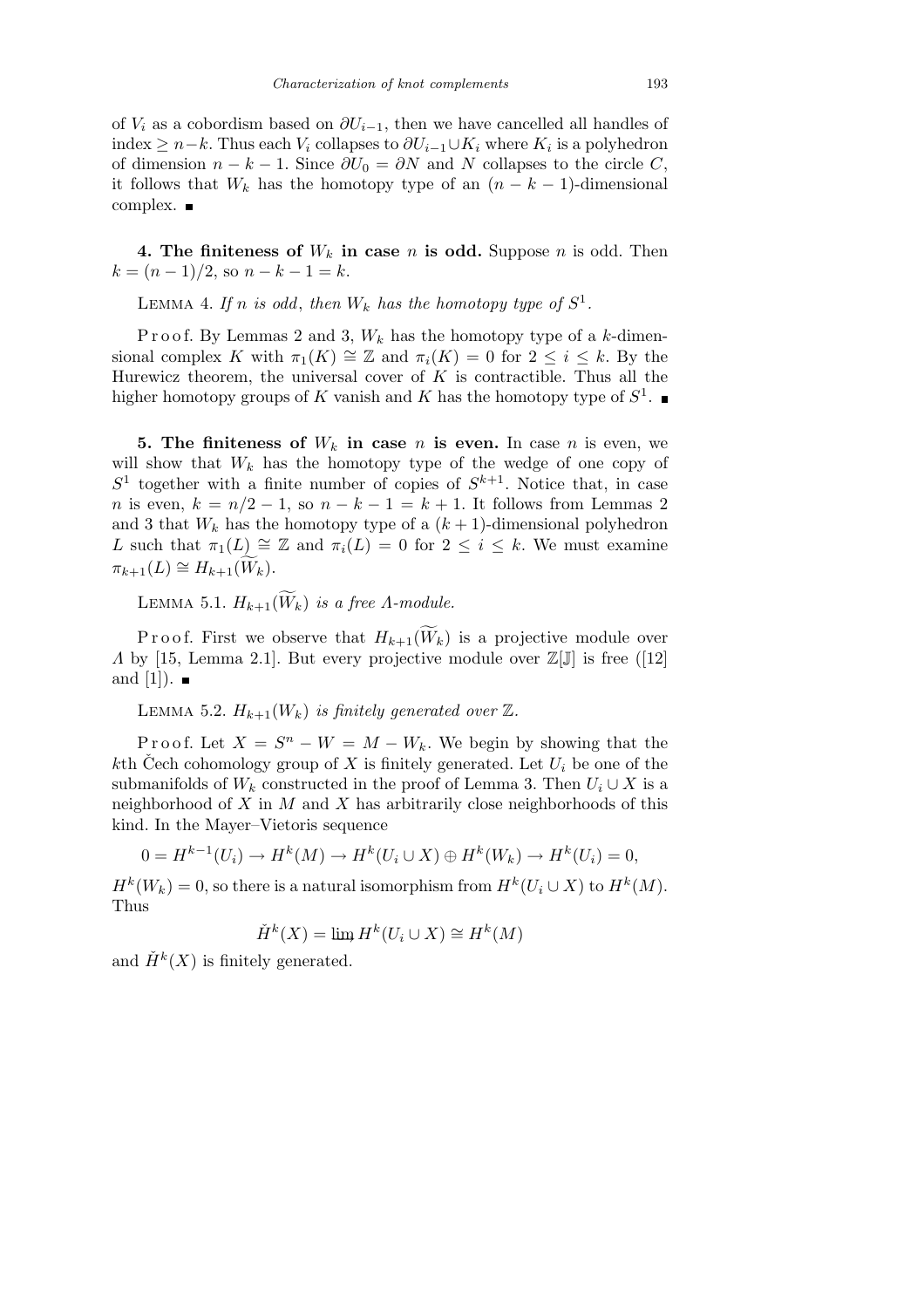of $V_i$ as a cobordism based on $\partial U_{i-1}$, then we have cancelled all handles of index $\geq n-k$. Thus each $V_i$ collapses to $\partial U_{i-1} \cup K_i$ where $K_i$ is a polyhedron of dimension $n-k-1$. Since $\partial U_0 = \partial N$ and $N$ collapses to the circle $C$, it follows that $W_k$ has the homotopy type of an $(n-k-1)$-dimensional complex. ∎

**4. The finiteness of $W_k$ in case $n$ is odd.** Suppose $n$ is odd. Then $k = (n-1)/2$, so $n-k-1 = k$.

Lemma 4. *If $n$ is odd, then $W_k$ has the homotopy type of $S^1$.*

Proof. By Lemmas 2 and 3, $W_k$ has the homotopy type of a $k$-dimensional complex $K$ with $\pi_1(K) \cong \mathbb{Z}$ and $\pi_i(K) = 0$ for $2 \leq i \leq k$. By the Hurewicz theorem, the universal cover of $K$ is contractible. Thus all the higher homotopy groups of $K$ vanish and $K$ has the homotopy type of $S^1$. ∎

**5. The finiteness of $W_k$ in case $n$ is even.** In case $n$ is even, we will show that $W_k$ has the homotopy type of the wedge of one copy of $S^1$ together with a finite number of copies of $S^{k+1}$. Notice that, in case $n$ is even, $k = n/2 - 1$, so $n-k-1 = k+1$. It follows from Lemmas 2 and 3 that $W_k$ has the homotopy type of a $(k+1)$-dimensional polyhedron $L$ such that $\pi_1(L) \cong \mathbb{Z}$ and $\pi_i(L) = 0$ for $2 \leq i \leq k$. We must examine $\pi_{k+1}(L) \cong H_{k+1}(\widetilde{W}_k)$.

Lemma 5.1. *$H_{k+1}(\widetilde{W}_k)$ is a free $\Lambda$-module.*

Proof. First we observe that $H_{k+1}(\widetilde{W}_k)$ is a projective module over $\Lambda$ by [15, Lemma 2.1]. But every projective module over $\mathbb{Z}[\mathbb{J}]$ is free ([12] and [1]). ∎

Lemma 5.2. *$H_{k+1}(W_k)$ is finitely generated over $\mathbb{Z}$.*

Proof. Let $X = S^n - W = M - W_k$. We begin by showing that the $k$th Čech cohomology group of $X$ is finitely generated. Let $U_i$ be one of the submanifolds of $W_k$ constructed in the proof of Lemma 3. Then $U_i \cup X$ is a neighborhood of $X$ in $M$ and $X$ has arbitrarily close neighborhoods of this kind. In the Mayer–Vietoris sequence

$$0 = H^{k-1}(U_i) \to H^k(M) \to H^k(U_i \cup X) \oplus H^k(W_k) \to H^k(U_i) = 0,$$

$H^k(W_k) = 0$, so there is a natural isomorphism from $H^k(U_i \cup X)$ to $H^k(M)$. Thus

$$\check{H}^k(X) = \varinjlim H^k(U_i \cup X) \cong H^k(M)$$

and $\check{H}^k(X)$ is finitely generated.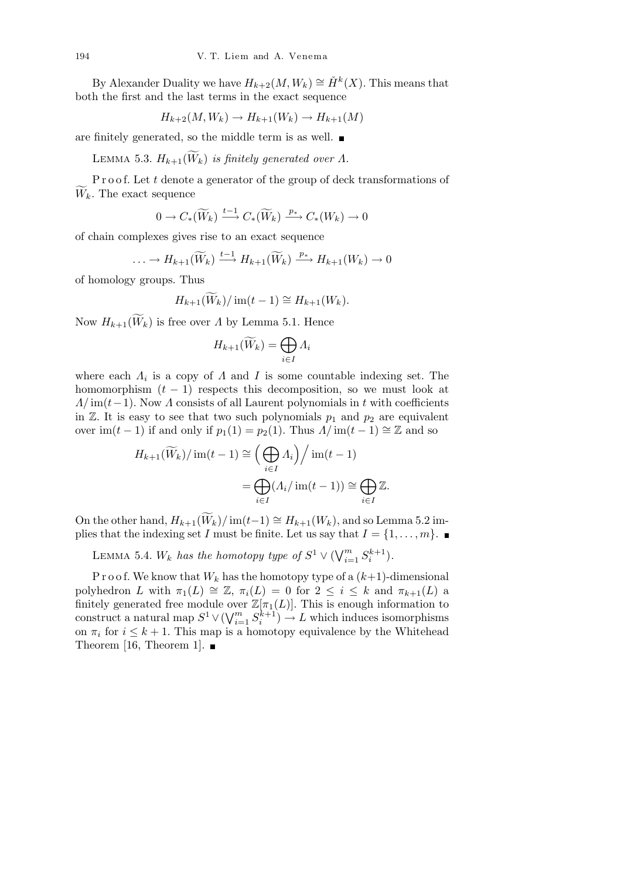By Alexander Duality we have $H_{k+2}(M, W_k) \cong \check{H}^k(X)$. This means that both the first and the last terms in the exact sequence

$$H_{k+2}(M, W_k) \to H_{k+1}(W_k) \to H_{k+1}(M)$$

are finitely generated, so the middle term is as well. ∎

Lemma 5.3. *$H_{k+1}(\widetilde{W}_k)$ is finitely generated over $\Lambda$.*

Proof. Let $t$ denote a generator of the group of deck transformations of $\widetilde{W}_k$. The exact sequence

$$0 \to C_*(\widetilde{W}_k) \xrightarrow{t-1} C_*(\widetilde{W}_k) \xrightarrow{p_*} C_*(W_k) \to 0$$

of chain complexes gives rise to an exact sequence

$$\ldots \to H_{k+1}(\widetilde{W}_k) \xrightarrow{t-1} H_{k+1}(\widetilde{W}_k) \xrightarrow{p_*} H_{k+1}(W_k) \to 0$$

of homology groups. Thus

$$H_{k+1}(\widetilde{W}_k)/\operatorname{im}(t-1) \cong H_{k+1}(W_k).$$

Now $H_{k+1}(\widetilde{W}_k)$ is free over $\Lambda$ by Lemma 5.1. Hence

$$H_{k+1}(\widetilde{W}_k) = \bigoplus_{i \in I} \Lambda_i$$

where each $\Lambda_i$ is a copy of $\Lambda$ and $I$ is some countable indexing set. The homomorphism $(t-1)$ respects this decomposition, so we must look at $\Lambda/\operatorname{im}(t-1)$. Now $\Lambda$ consists of all Laurent polynomials in $t$ with coefficients in $\mathbb{Z}$. It is easy to see that two such polynomials $p_1$ and $p_2$ are equivalent over $\operatorname{im}(t-1)$ if and only if $p_1(1) = p_2(1)$. Thus $\Lambda/\operatorname{im}(t-1) \cong \mathbb{Z}$ and so

$$\begin{aligned} H_{k+1}(\widetilde{W}_k)/\operatorname{im}(t-1) &\cong \Big(\bigoplus_{i \in I} \Lambda_i\Big)\Big/ \operatorname{im}(t-1) \\ &= \bigoplus_{i \in I} (\Lambda_i/\operatorname{im}(t-1)) \cong \bigoplus_{i \in I} \mathbb{Z}. \end{aligned}$$

On the other hand, $H_{k+1}(\widetilde{W}_k)/\operatorname{im}(t-1) \cong H_{k+1}(W_k)$, and so Lemma 5.2 implies that the indexing set $I$ must be finite. Let us say that $I = \{1, \ldots, m\}$. ∎

Lemma 5.4. *$W_k$ has the homotopy type of $S^1 \vee (\bigvee_{i=1}^m S_i^{k+1})$.*

Proof. We know that $W_k$ has the homotopy type of a $(k+1)$-dimensional polyhedron $L$ with $\pi_1(L) \cong \mathbb{Z}$, $\pi_i(L) = 0$ for $2 \le i \le k$ and $\pi_{k+1}(L)$ a finitely generated free module over $\mathbb{Z}[\pi_1(L)]$. This is enough information to construct a natural map $S^1 \vee (\bigvee_{i=1}^m S_i^{k+1}) \to L$ which induces isomorphisms on $\pi_i$ for $i \le k+1$. This map is a homotopy equivalence by the Whitehead Theorem [16, Theorem 1]. ∎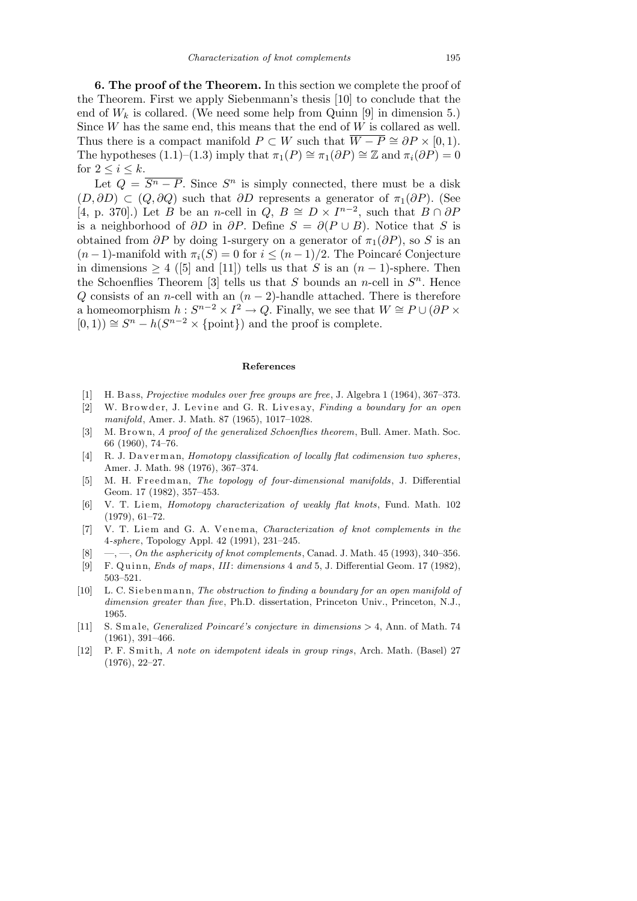**6. The proof of the Theorem.** In this section we complete the proof of the Theorem. First we apply Siebenmann's thesis [10] to conclude that the end of $W_k$ is collared. (We need some help from Quinn [9] in dimension 5.) Since $W$ has the same end, this means that the end of $W$ is collared as well. Thus there is a compact manifold $P \subset W$ such that $\overline{W - P} \cong \partial P \times [0, 1)$. The hypotheses (1.1)–(1.3) imply that $\pi_1(P) \cong \pi_1(\partial P) \cong \mathbb{Z}$ and $\pi_i(\partial P) = 0$ for $2 \le i \le k$.

Let $Q = \overline{S^n - P}$. Since $S^n$ is simply connected, there must be a disk $(D, \partial D) \subset (Q, \partial Q)$ such that $\partial D$ represents a generator of $\pi_1(\partial P)$. (See [4, p. 370].) Let $B$ be an $n$-cell in $Q$, $B \cong D \times I^{n-2}$, such that $B \cap \partial P$ is a neighborhood of $\partial D$ in $\partial P$. Define $S = \partial(P \cup B)$. Notice that $S$ is obtained from $\partial P$ by doing 1-surgery on a generator of $\pi_1(\partial P)$, so $S$ is an $(n-1)$-manifold with $\pi_i(S) = 0$ for $i \le (n-1)/2$. The Poincaré Conjecture in dimensions $\ge 4$ ([5] and [11]) tells us that $S$ is an $(n-1)$-sphere. Then the Schoenflies Theorem [3] tells us that $S$ bounds an $n$-cell in $S^n$. Hence $Q$ consists of an $n$-cell with an $(n-2)$-handle attached. There is therefore a homeomorphism $h : S^{n-2} \times I^2 \to Q$. Finally, we see that $W \cong P \cup (\partial P \times [0, 1)) \cong S^n - h(S^{n-2} \times \{\text{point}\})$ and the proof is complete.

## References

[1] H. Bass, *Projective modules over free groups are free*, J. Algebra 1 (1964), 367–373.

[2] W. Browder, J. Levine and G. R. Livesay, *Finding a boundary for an open manifold*, Amer. J. Math. 87 (1965), 1017–1028.

[3] M. Brown, *A proof of the generalized Schoenflies theorem*, Bull. Amer. Math. Soc. 66 (1960), 74–76.

[4] R. J. Daverman, *Homotopy classification of locally flat codimension two spheres*, Amer. J. Math. 98 (1976), 367–374.

[5] M. H. Freedman, *The topology of four-dimensional manifolds*, J. Differential Geom. 17 (1982), 357–453.

[6] V. T. Liem, *Homotopy characterization of weakly flat knots*, Fund. Math. 102 (1979), 61–72.

[7] V. T. Liem and G. A. Venema, *Characterization of knot complements in the 4-sphere*, Topology Appl. 42 (1991), 231–245.

[8] —, —, *On the asphericity of knot complements*, Canad. J. Math. 45 (1993), 340–356.

[9] F. Quinn, *Ends of maps*, *III*: *dimensions* 4 *and* 5, J. Differential Geom. 17 (1982), 503–521.

[10] L. C. Siebenmann, *The obstruction to finding a boundary for an open manifold of dimension greater than five*, Ph.D. dissertation, Princeton Univ., Princeton, N.J., 1965.

[11] S. Smale, *Generalized Poincaré's conjecture in dimensions* > 4, Ann. of Math. 74 (1961), 391–466.

[12] P. F. Smith, *A note on idempotent ideals in group rings*, Arch. Math. (Basel) 27 (1976), 22–27.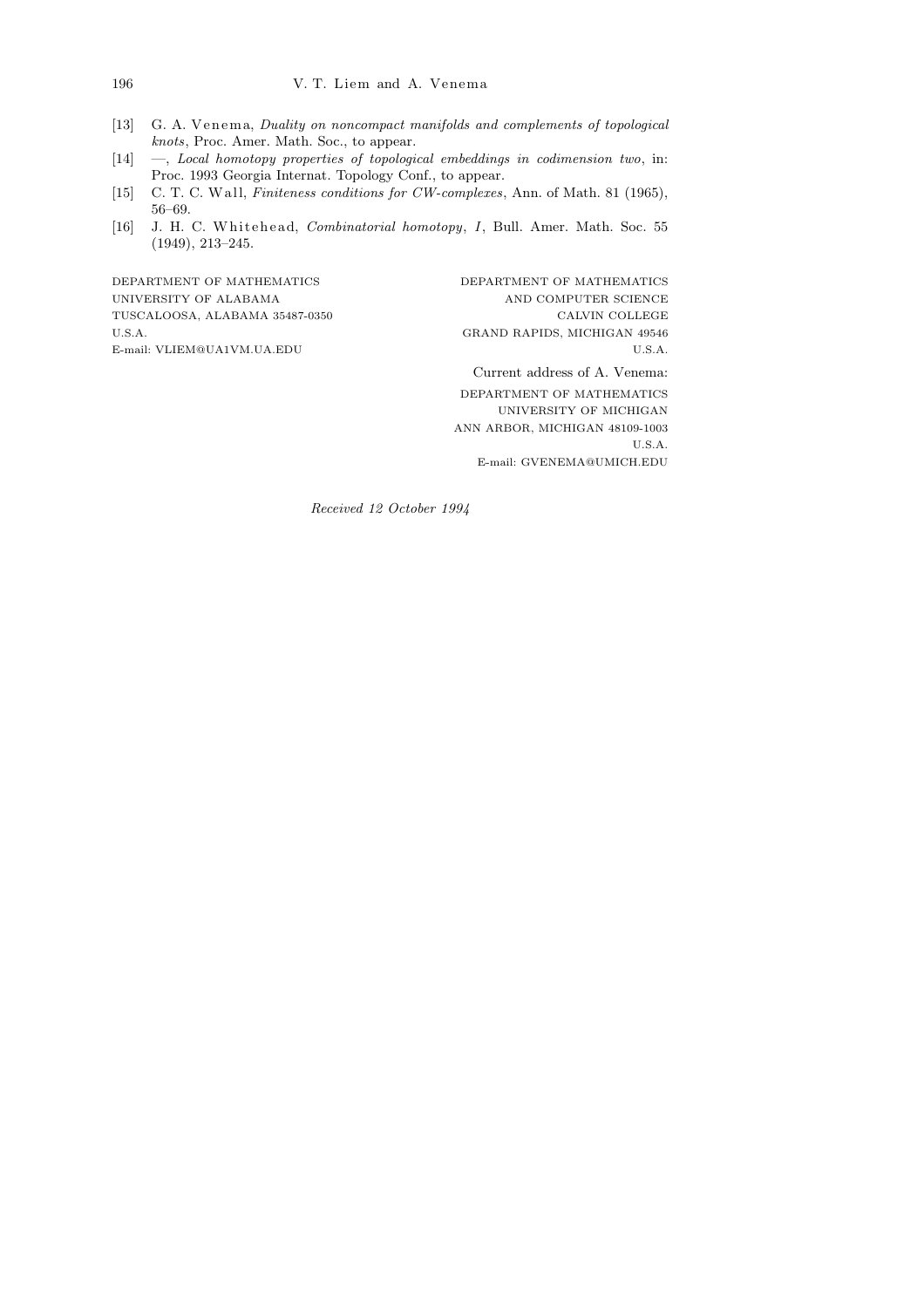[13] G. A. Venema, *Duality on noncompact manifolds and complements of topological knots*, Proc. Amer. Math. Soc., to appear.

[14] —, *Local homotopy properties of topological embeddings in codimension two*, in: Proc. 1993 Georgia Internat. Topology Conf., to appear.

[15] C. T. C. Wall, *Finiteness conditions for CW-complexes*, Ann. of Math. 81 (1965), 56–69.

[16] J. H. C. Whitehead, *Combinatorial homotopy*, *I*, Bull. Amer. Math. Soc. 55 (1949), 213–245.

DEPARTMENT OF MATHEMATICS
UNIVERSITY OF ALABAMA
TUSCALOOSA, ALABAMA 35487-0350
U.S.A.
E-mail: VLIEM@UA1VM.UA.EDU

DEPARTMENT OF MATHEMATICS
AND COMPUTER SCIENCE
CALVIN COLLEGE
GRAND RAPIDS, MICHIGAN 49546
U.S.A.

Current address of A. Venema:
DEPARTMENT OF MATHEMATICS
UNIVERSITY OF MICHIGAN
ANN ARBOR, MICHIGAN 48109-1003
U.S.A.
E-mail: GVENEMA@UMICH.EDU

*Received 12 October 1994*